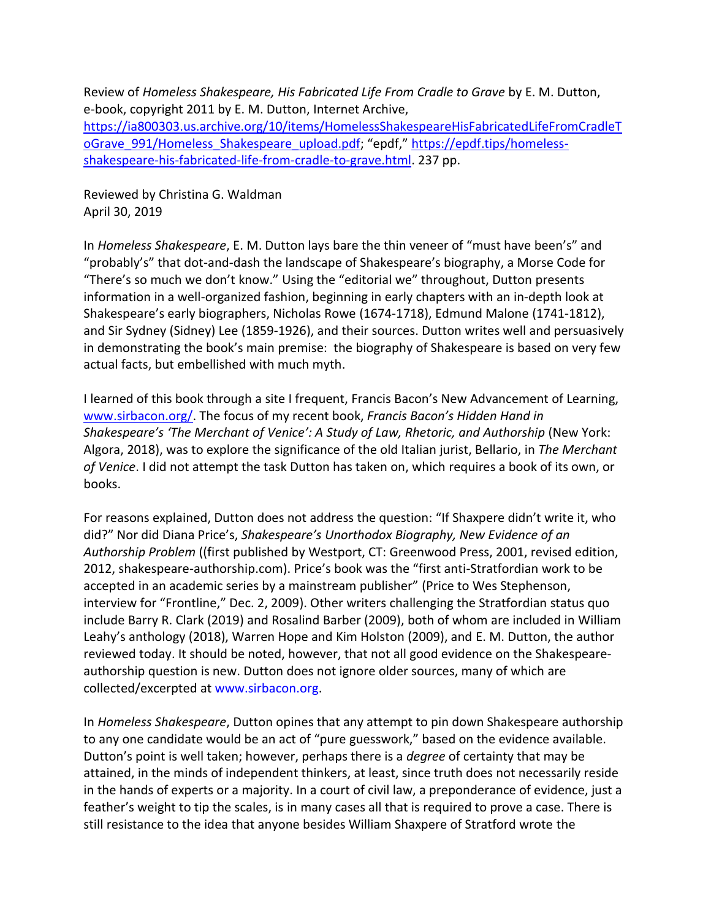Review of *Homeless Shakespeare, His Fabricated Life From Cradle to Grave* by E. M. Dutton, e-book, copyright 2011 by E. M. Dutton, Internet Archive, https://ia800303.us.archive.org/10/items/HomelessShakespeareHisFabricatedLifeFromCradleToGrave_991/Homeless_Shakespeare_upload.pdf; "epdf," https://epdf.tips/homeless-shakespeare-his-fabricated-life-from-cradle-to-grave.html. 237 pp.

Reviewed by Christina G. Waldman
April 30, 2019

In *Homeless Shakespeare*, E. M. Dutton lays bare the thin veneer of "must have been's" and "probably's" that dot-and-dash the landscape of Shakespeare's biography, a Morse Code for "There's so much we don't know." Using the "editorial we" throughout, Dutton presents information in a well-organized fashion, beginning in early chapters with an in-depth look at Shakespeare's early biographers, Nicholas Rowe (1674-1718), Edmund Malone (1741-1812), and Sir Sydney (Sidney) Lee (1859-1926), and their sources. Dutton writes well and persuasively in demonstrating the book's main premise: the biography of Shakespeare is based on very few actual facts, but embellished with much myth.

I learned of this book through a site I frequent, Francis Bacon's New Advancement of Learning, www.sirbacon.org/. The focus of my recent book, *Francis Bacon's Hidden Hand in Shakespeare's 'The Merchant of Venice': A Study of Law, Rhetoric, and Authorship* (New York: Algora, 2018), was to explore the significance of the old Italian jurist, Bellario, in *The Merchant of Venice*. I did not attempt the task Dutton has taken on, which requires a book of its own, or books.

For reasons explained, Dutton does not address the question: "If Shaxpere didn't write it, who did?" Nor did Diana Price's, *Shakespeare's Unorthodox Biography, New Evidence of an Authorship Problem* ((first published by Westport, CT: Greenwood Press, 2001, revised edition, 2012, shakespeare-authorship.com). Price's book was the "first anti-Stratfordian work to be accepted in an academic series by a mainstream publisher" (Price to Wes Stephenson, interview for "Frontline," Dec. 2, 2009). Other writers challenging the Stratfordian status quo include Barry R. Clark (2019) and Rosalind Barber (2009), both of whom are included in William Leahy's anthology (2018), Warren Hope and Kim Holston (2009), and E. M. Dutton, the author reviewed today. It should be noted, however, that not all good evidence on the Shakespeare-authorship question is new. Dutton does not ignore older sources, many of which are collected/excerpted at www.sirbacon.org.

In *Homeless Shakespeare*, Dutton opines that any attempt to pin down Shakespeare authorship to any one candidate would be an act of "pure guesswork," based on the evidence available. Dutton's point is well taken; however, perhaps there is a *degree* of certainty that may be attained, in the minds of independent thinkers, at least, since truth does not necessarily reside in the hands of experts or a majority. In a court of civil law, a preponderance of evidence, just a feather's weight to tip the scales, is in many cases all that is required to prove a case. There is still resistance to the idea that anyone besides William Shaxpere of Stratford wrote the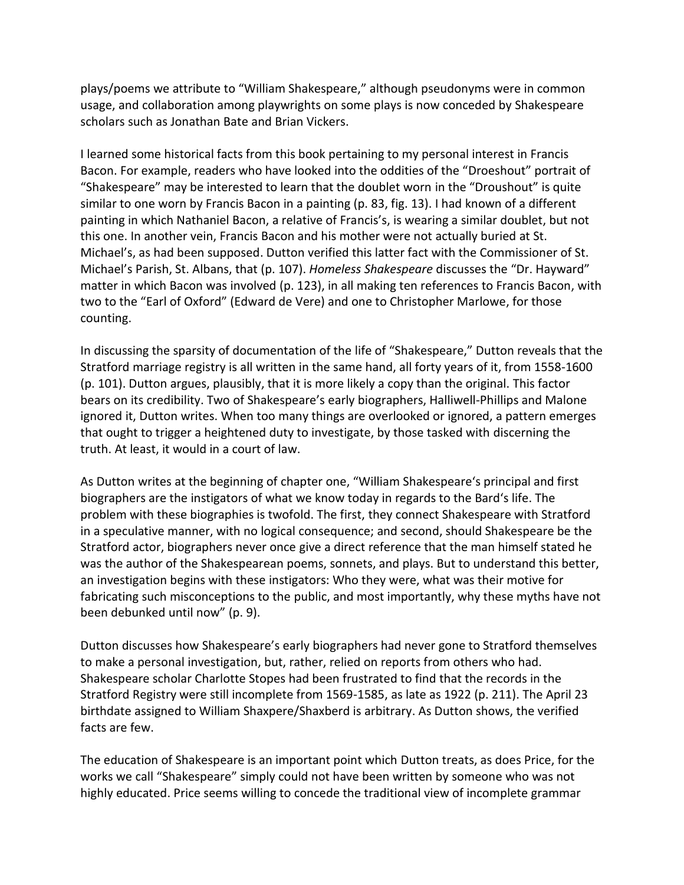plays/poems we attribute to "William Shakespeare," although pseudonyms were in common usage, and collaboration among playwrights on some plays is now conceded by Shakespeare scholars such as Jonathan Bate and Brian Vickers.

I learned some historical facts from this book pertaining to my personal interest in Francis Bacon. For example, readers who have looked into the oddities of the "Droeshout" portrait of "Shakespeare" may be interested to learn that the doublet worn in the "Droushout" is quite similar to one worn by Francis Bacon in a painting (p. 83, fig. 13). I had known of a different painting in which Nathaniel Bacon, a relative of Francis's, is wearing a similar doublet, but not this one. In another vein, Francis Bacon and his mother were not actually buried at St. Michael's, as had been supposed. Dutton verified this latter fact with the Commissioner of St. Michael's Parish, St. Albans, that (p. 107). *Homeless Shakespeare* discusses the "Dr. Hayward" matter in which Bacon was involved (p. 123), in all making ten references to Francis Bacon, with two to the "Earl of Oxford" (Edward de Vere) and one to Christopher Marlowe, for those counting.

In discussing the sparsity of documentation of the life of "Shakespeare," Dutton reveals that the Stratford marriage registry is all written in the same hand, all forty years of it, from 1558-1600 (p. 101). Dutton argues, plausibly, that it is more likely a copy than the original. This factor bears on its credibility. Two of Shakespeare's early biographers, Halliwell-Phillips and Malone ignored it, Dutton writes. When too many things are overlooked or ignored, a pattern emerges that ought to trigger a heightened duty to investigate, by those tasked with discerning the truth. At least, it would in a court of law.

As Dutton writes at the beginning of chapter one, "William Shakespeare's principal and first biographers are the instigators of what we know today in regards to the Bard's life. The problem with these biographies is twofold. The first, they connect Shakespeare with Stratford in a speculative manner, with no logical consequence; and second, should Shakespeare be the Stratford actor, biographers never once give a direct reference that the man himself stated he was the author of the Shakespearean poems, sonnets, and plays. But to understand this better, an investigation begins with these instigators: Who they were, what was their motive for fabricating such misconceptions to the public, and most importantly, why these myths have not been debunked until now" (p. 9).

Dutton discusses how Shakespeare's early biographers had never gone to Stratford themselves to make a personal investigation, but, rather, relied on reports from others who had. Shakespeare scholar Charlotte Stopes had been frustrated to find that the records in the Stratford Registry were still incomplete from 1569-1585, as late as 1922 (p. 211). The April 23 birthdate assigned to William Shaxpere/Shaxberd is arbitrary. As Dutton shows, the verified facts are few.

The education of Shakespeare is an important point which Dutton treats, as does Price, for the works we call "Shakespeare" simply could not have been written by someone who was not highly educated. Price seems willing to concede the traditional view of incomplete grammar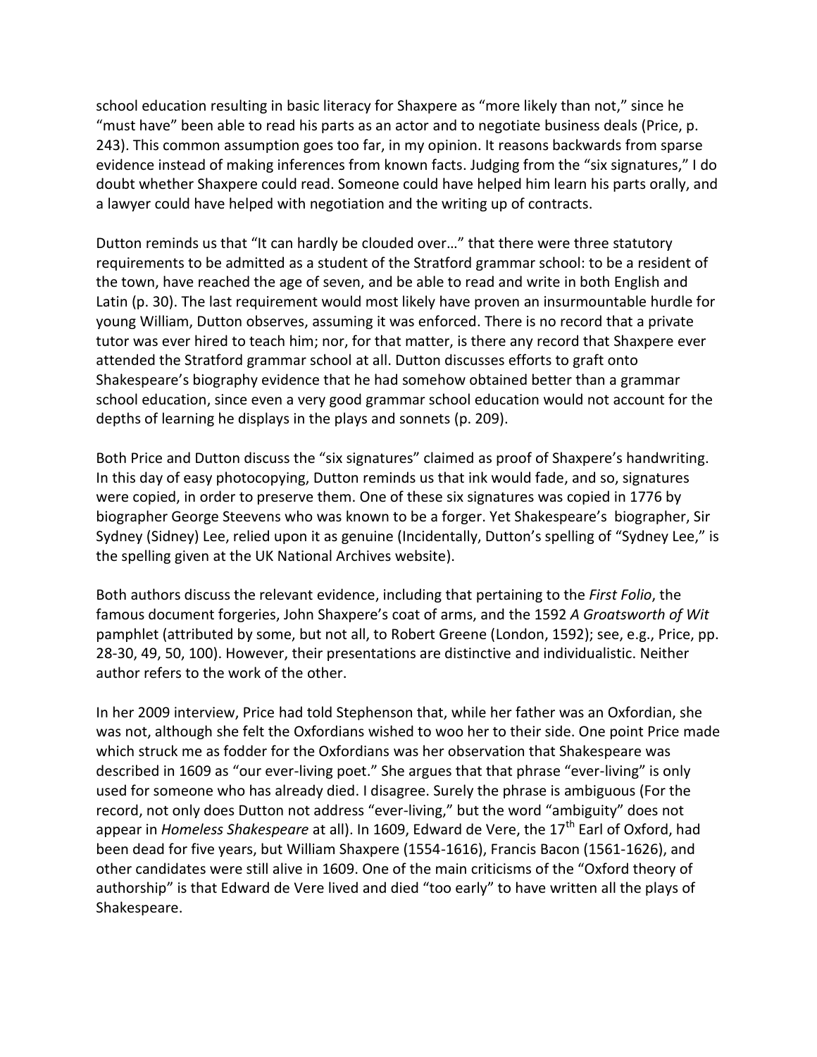school education resulting in basic literacy for Shaxpere as "more likely than not," since he "must have" been able to read his parts as an actor and to negotiate business deals (Price, p. 243). This common assumption goes too far, in my opinion. It reasons backwards from sparse evidence instead of making inferences from known facts. Judging from the "six signatures," I do doubt whether Shaxpere could read. Someone could have helped him learn his parts orally, and a lawyer could have helped with negotiation and the writing up of contracts.

Dutton reminds us that "It can hardly be clouded over…" that there were three statutory requirements to be admitted as a student of the Stratford grammar school: to be a resident of the town, have reached the age of seven, and be able to read and write in both English and Latin (p. 30). The last requirement would most likely have proven an insurmountable hurdle for young William, Dutton observes, assuming it was enforced. There is no record that a private tutor was ever hired to teach him; nor, for that matter, is there any record that Shaxpere ever attended the Stratford grammar school at all. Dutton discusses efforts to graft onto Shakespeare's biography evidence that he had somehow obtained better than a grammar school education, since even a very good grammar school education would not account for the depths of learning he displays in the plays and sonnets (p. 209).

Both Price and Dutton discuss the "six signatures" claimed as proof of Shaxpere's handwriting. In this day of easy photocopying, Dutton reminds us that ink would fade, and so, signatures were copied, in order to preserve them. One of these six signatures was copied in 1776 by biographer George Steevens who was known to be a forger. Yet Shakespeare's biographer, Sir Sydney (Sidney) Lee, relied upon it as genuine (Incidentally, Dutton's spelling of "Sydney Lee," is the spelling given at the UK National Archives website).

Both authors discuss the relevant evidence, including that pertaining to the *First Folio*, the famous document forgeries, John Shaxpere's coat of arms, and the 1592 *A Groatsworth of Wit* pamphlet (attributed by some, but not all, to Robert Greene (London, 1592); see, e.g., Price, pp. 28-30, 49, 50, 100). However, their presentations are distinctive and individualistic. Neither author refers to the work of the other.

In her 2009 interview, Price had told Stephenson that, while her father was an Oxfordian, she was not, although she felt the Oxfordians wished to woo her to their side. One point Price made which struck me as fodder for the Oxfordians was her observation that Shakespeare was described in 1609 as "our ever-living poet." She argues that that phrase "ever-living" is only used for someone who has already died. I disagree. Surely the phrase is ambiguous (For the record, not only does Dutton not address "ever-living," but the word "ambiguity" does not appear in *Homeless Shakespeare* at all). In 1609, Edward de Vere, the 17th Earl of Oxford, had been dead for five years, but William Shaxpere (1554-1616), Francis Bacon (1561-1626), and other candidates were still alive in 1609. One of the main criticisms of the "Oxford theory of authorship" is that Edward de Vere lived and died "too early" to have written all the plays of Shakespeare.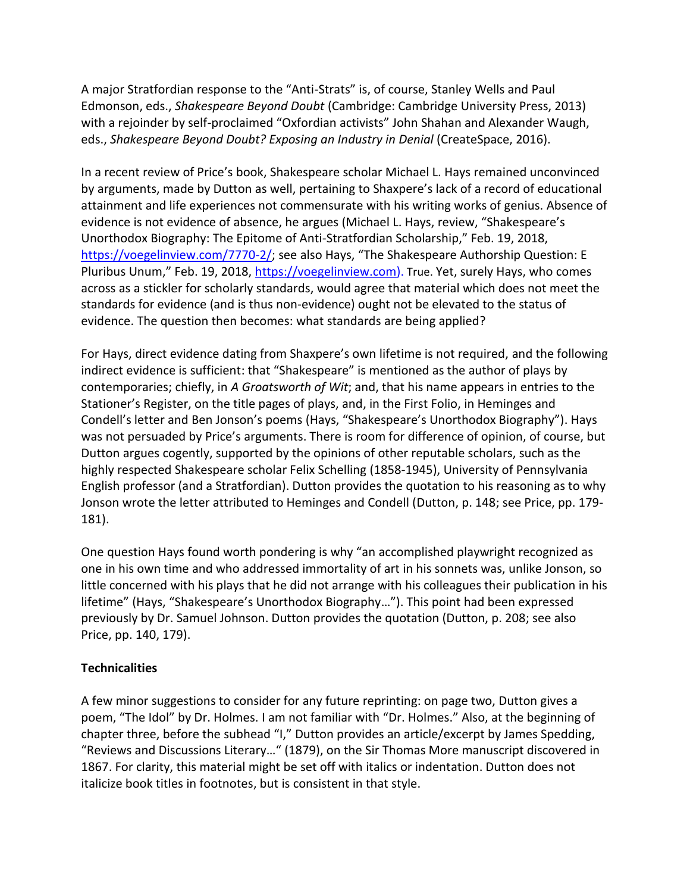A major Stratfordian response to the "Anti-Strats" is, of course, Stanley Wells and Paul Edmonson, eds., *Shakespeare Beyond Doubt* (Cambridge: Cambridge University Press, 2013) with a rejoinder by self-proclaimed "Oxfordian activists" John Shahan and Alexander Waugh, eds., *Shakespeare Beyond Doubt? Exposing an Industry in Denial* (CreateSpace, 2016).

In a recent review of Price's book, Shakespeare scholar Michael L. Hays remained unconvinced by arguments, made by Dutton as well, pertaining to Shaxpere's lack of a record of educational attainment and life experiences not commensurate with his writing works of genius. Absence of evidence is not evidence of absence, he argues (Michael L. Hays, review, "Shakespeare's Unorthodox Biography: The Epitome of Anti-Stratfordian Scholarship," Feb. 19, 2018, https://voegelinview.com/7770-2/; see also Hays, "The Shakespeare Authorship Question: E Pluribus Unum," Feb. 19, 2018, https://voegelinview.com). True. Yet, surely Hays, who comes across as a stickler for scholarly standards, would agree that material which does not meet the standards for evidence (and is thus non-evidence) ought not be elevated to the status of evidence. The question then becomes: what standards are being applied?

For Hays, direct evidence dating from Shaxpere's own lifetime is not required, and the following indirect evidence is sufficient: that "Shakespeare" is mentioned as the author of plays by contemporaries; chiefly, in *A Groatsworth of Wit*; and, that his name appears in entries to the Stationer's Register, on the title pages of plays, and, in the First Folio, in Heminges and Condell's letter and Ben Jonson's poems (Hays, "Shakespeare's Unorthodox Biography"). Hays was not persuaded by Price's arguments. There is room for difference of opinion, of course, but Dutton argues cogently, supported by the opinions of other reputable scholars, such as the highly respected Shakespeare scholar Felix Schelling (1858-1945), University of Pennsylvania English professor (and a Stratfordian). Dutton provides the quotation to his reasoning as to why Jonson wrote the letter attributed to Heminges and Condell (Dutton, p. 148; see Price, pp. 179-181).

One question Hays found worth pondering is why "an accomplished playwright recognized as one in his own time and who addressed immortality of art in his sonnets was, unlike Jonson, so little concerned with his plays that he did not arrange with his colleagues their publication in his lifetime" (Hays, "Shakespeare's Unorthodox Biography…"). This point had been expressed previously by Dr. Samuel Johnson. Dutton provides the quotation (Dutton, p. 208; see also Price, pp. 140, 179).

**Technicalities**

A few minor suggestions to consider for any future reprinting: on page two, Dutton gives a poem, "The Idol" by Dr. Holmes. I am not familiar with "Dr. Holmes." Also, at the beginning of chapter three, before the subhead "I," Dutton provides an article/excerpt by James Spedding, "Reviews and Discussions Literary…" (1879), on the Sir Thomas More manuscript discovered in 1867. For clarity, this material might be set off with italics or indentation. Dutton does not italicize book titles in footnotes, but is consistent in that style.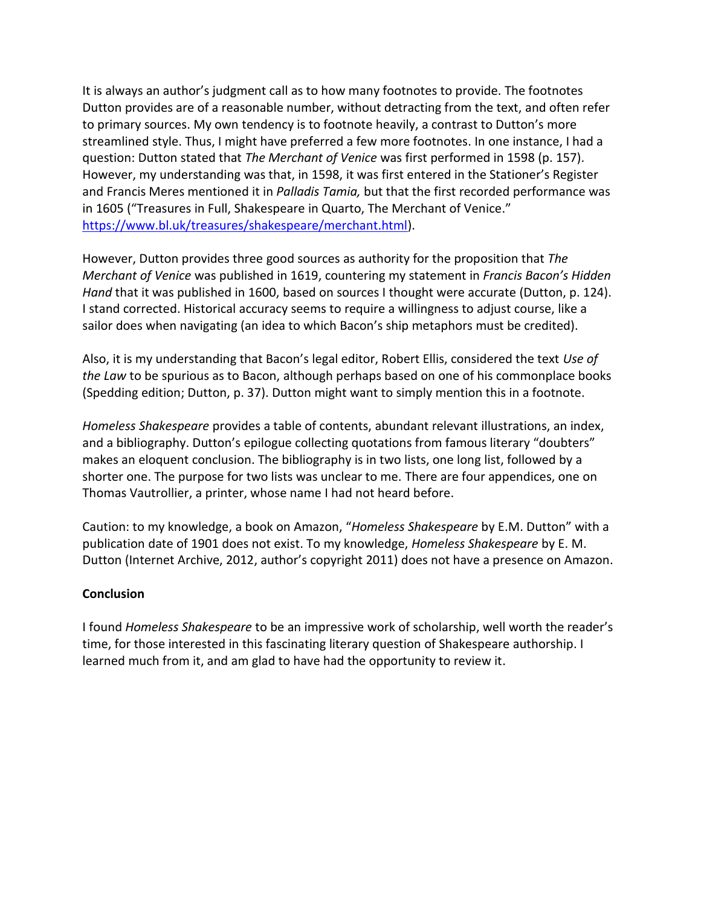It is always an author's judgment call as to how many footnotes to provide. The footnotes Dutton provides are of a reasonable number, without detracting from the text, and often refer to primary sources. My own tendency is to footnote heavily, a contrast to Dutton's more streamlined style. Thus, I might have preferred a few more footnotes. In one instance, I had a question: Dutton stated that *The Merchant of Venice* was first performed in 1598 (p. 157). However, my understanding was that, in 1598, it was first entered in the Stationer's Register and Francis Meres mentioned it in *Palladis Tamia,* but that the first recorded performance was in 1605 ("Treasures in Full, Shakespeare in Quarto, The Merchant of Venice." https://www.bl.uk/treasures/shakespeare/merchant.html).

However, Dutton provides three good sources as authority for the proposition that *The Merchant of Venice* was published in 1619, countering my statement in *Francis Bacon's Hidden Hand* that it was published in 1600, based on sources I thought were accurate (Dutton, p. 124). I stand corrected. Historical accuracy seems to require a willingness to adjust course, like a sailor does when navigating (an idea to which Bacon's ship metaphors must be credited).

Also, it is my understanding that Bacon's legal editor, Robert Ellis, considered the text *Use of the Law* to be spurious as to Bacon, although perhaps based on one of his commonplace books (Spedding edition; Dutton, p. 37). Dutton might want to simply mention this in a footnote.

*Homeless Shakespeare* provides a table of contents, abundant relevant illustrations, an index, and a bibliography. Dutton's epilogue collecting quotations from famous literary "doubters" makes an eloquent conclusion. The bibliography is in two lists, one long list, followed by a shorter one. The purpose for two lists was unclear to me. There are four appendices, one on Thomas Vautrollier, a printer, whose name I had not heard before.

Caution: to my knowledge, a book on Amazon, "*Homeless Shakespeare* by E.M. Dutton" with a publication date of 1901 does not exist. To my knowledge, *Homeless Shakespeare* by E. M. Dutton (Internet Archive, 2012, author's copyright 2011) does not have a presence on Amazon.

**Conclusion**

I found *Homeless Shakespeare* to be an impressive work of scholarship, well worth the reader's time, for those interested in this fascinating literary question of Shakespeare authorship. I learned much from it, and am glad to have had the opportunity to review it.